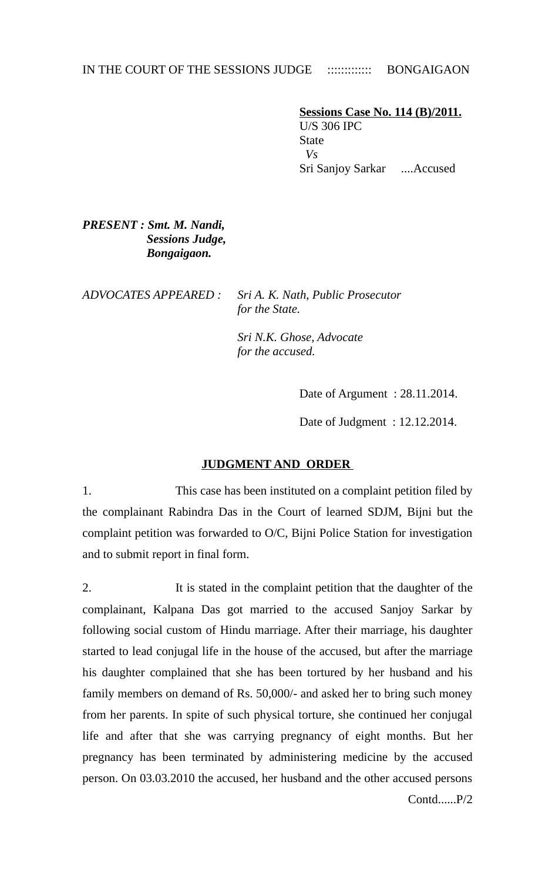IN THE COURT OF THE SESSIONS JUDGE :::::::::::: BONGAIGAON

**Sessions Case No. 114 (B)/2011.**
U/S 306 IPC
State
*Vs*
Sri Sanjoy Sarkar ....Accused

***PRESENT : Smt. M. Nandi,***
***Sessions Judge,***
***Bongaigaon.***

*ADVOCATES APPEARED : Sri A. K. Nath, Public Prosecutor for the State.*

*Sri N.K. Ghose, Advocate for the accused.*

Date of Argument : 28.11.2014.

Date of Judgment : 12.12.2014.

## JUDGMENT AND ORDER

1. This case has been instituted on a complaint petition filed by the complainant Rabindra Das in the Court of learned SDJM, Bijni but the complaint petition was forwarded to O/C, Bijni Police Station for investigation and to submit report in final form.

2. It is stated in the complaint petition that the daughter of the complainant, Kalpana Das got married to the accused Sanjoy Sarkar by following social custom of Hindu marriage. After their marriage, his daughter started to lead conjugal life in the house of the accused, but after the marriage his daughter complained that she has been tortured by her husband and his family members on demand of Rs. 50,000/- and asked her to bring such money from her parents. In spite of such physical torture, she continued her conjugal life and after that she was carrying pregnancy of eight months. But her pregnancy has been terminated by administering medicine by the accused person. On 03.03.2010 the accused, her husband and the other accused persons

Contd......P/2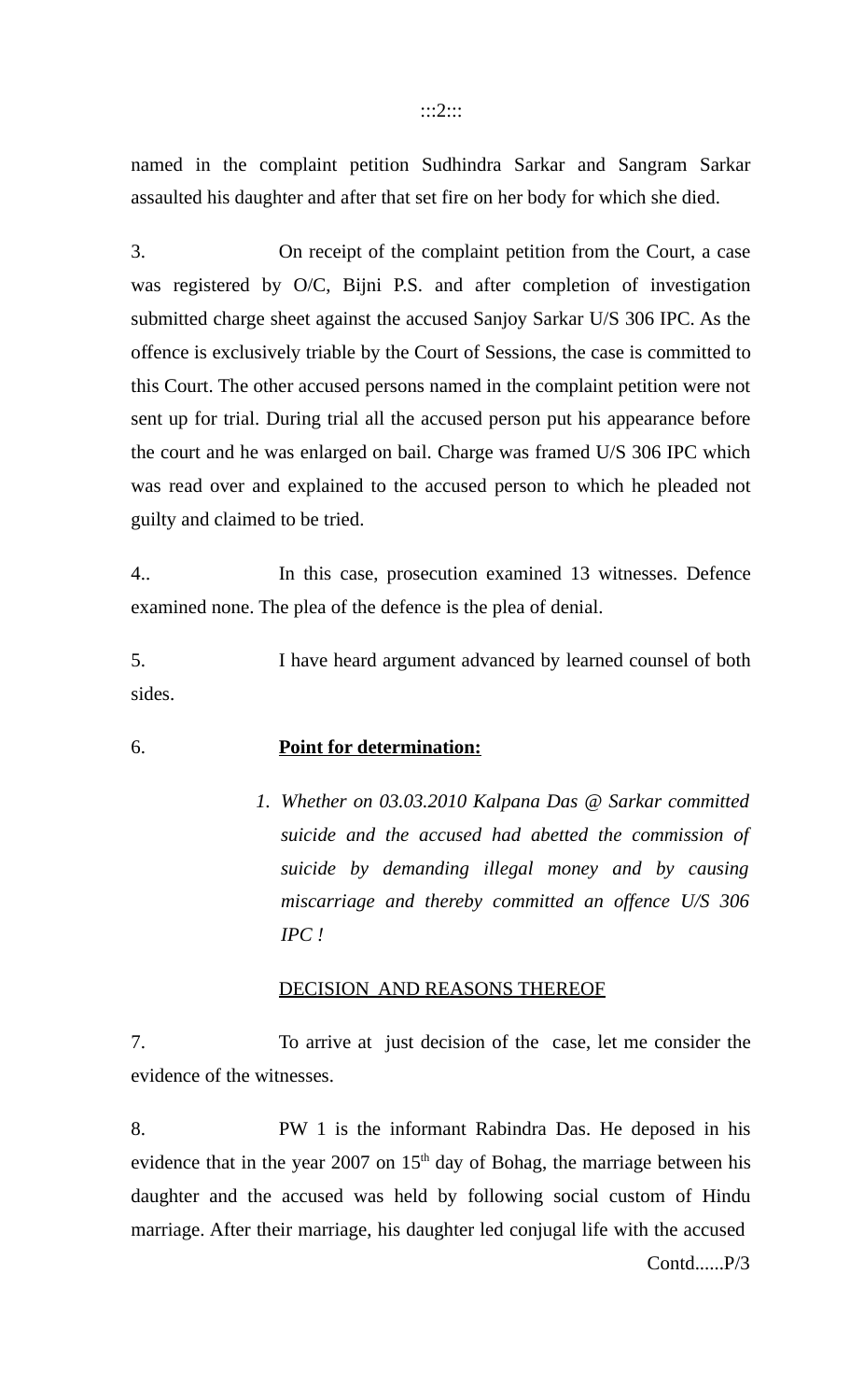named in the complaint petition Sudhindra Sarkar and Sangram Sarkar assaulted his daughter and after that set fire on her body for which she died.

3. On receipt of the complaint petition from the Court, a case was registered by O/C, Bijni P.S. and after completion of investigation submitted charge sheet against the accused Sanjoy Sarkar U/S 306 IPC. As the offence is exclusively triable by the Court of Sessions, the case is committed to this Court. The other accused persons named in the complaint petition were not sent up for trial. During trial all the accused person put his appearance before the court and he was enlarged on bail. Charge was framed U/S 306 IPC which was read over and explained to the accused person to which he pleaded not guilty and claimed to be tried.

4.. In this case, prosecution examined 13 witnesses. Defence examined none. The plea of the defence is the plea of denial.

5. I have heard argument advanced by learned counsel of both sides.

6. **Point for determination:**

1. *Whether on 03.03.2010 Kalpana Das @ Sarkar committed suicide and the accused had abetted the commission of suicide by demanding illegal money and by causing miscarriage and thereby committed an offence U/S 306 IPC !*

DECISION AND REASONS THEREOF

7. To arrive at just decision of the case, let me consider the evidence of the witnesses.

8. PW 1 is the informant Rabindra Das. He deposed in his evidence that in the year 2007 on 15th day of Bohag, the marriage between his daughter and the accused was held by following social custom of Hindu marriage. After their marriage, his daughter led conjugal life with the accused

Contd......P/3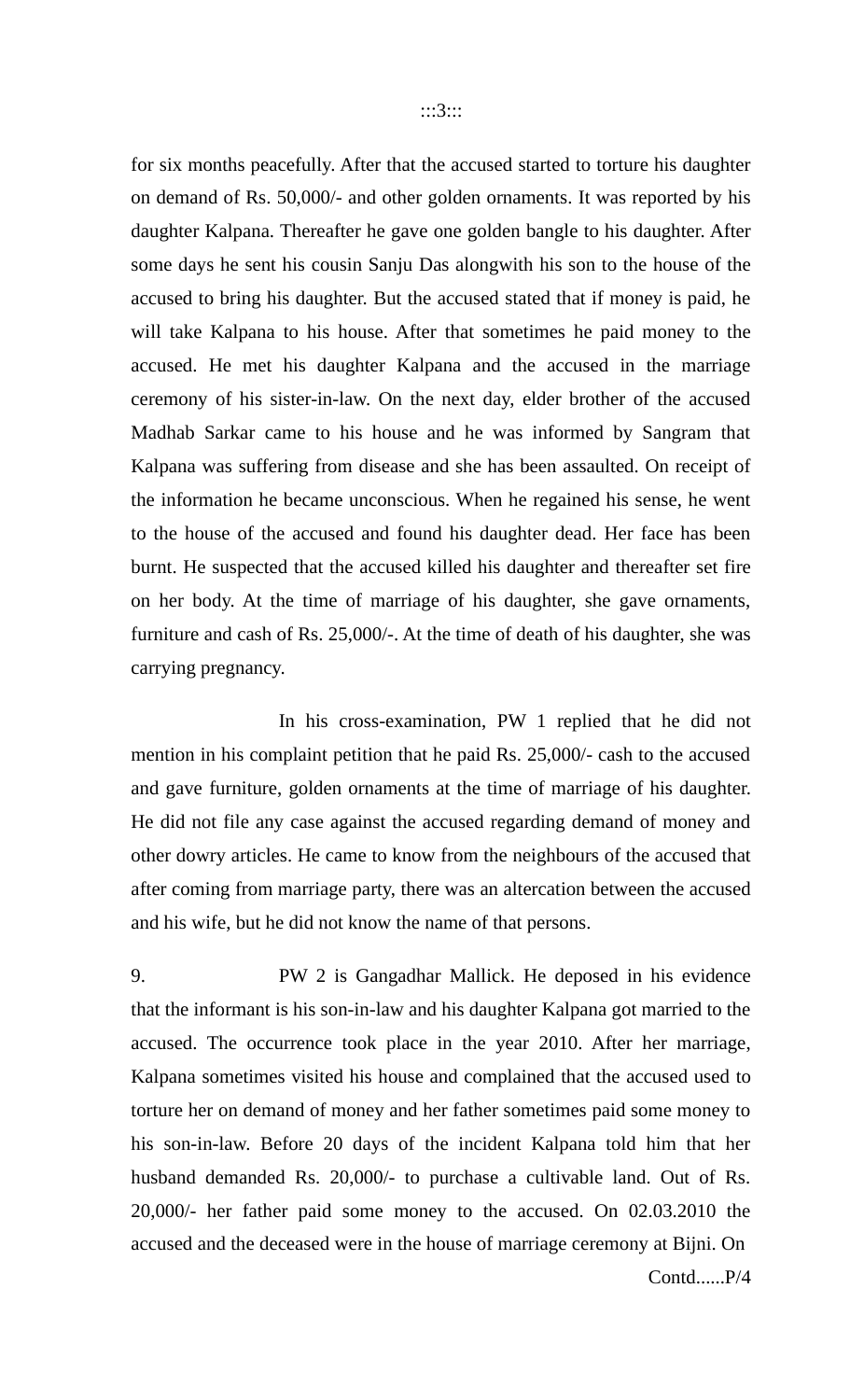for six months peacefully. After that the accused started to torture his daughter on demand of Rs. 50,000/- and other golden ornaments. It was reported by his daughter Kalpana. Thereafter he gave one golden bangle to his daughter. After some days he sent his cousin Sanju Das alongwith his son to the house of the accused to bring his daughter. But the accused stated that if money is paid, he will take Kalpana to his house. After that sometimes he paid money to the accused. He met his daughter Kalpana and the accused in the marriage ceremony of his sister-in-law. On the next day, elder brother of the accused Madhab Sarkar came to his house and he was informed by Sangram that Kalpana was suffering from disease and she has been assaulted. On receipt of the information he became unconscious. When he regained his sense, he went to the house of the accused and found his daughter dead. Her face has been burnt. He suspected that the accused killed his daughter and thereafter set fire on her body. At the time of marriage of his daughter, she gave ornaments, furniture and cash of Rs. 25,000/-. At the time of death of his daughter, she was carrying pregnancy.

In his cross-examination, PW 1 replied that he did not mention in his complaint petition that he paid Rs. 25,000/- cash to the accused and gave furniture, golden ornaments at the time of marriage of his daughter. He did not file any case against the accused regarding demand of money and other dowry articles. He came to know from the neighbours of the accused that after coming from marriage party, there was an altercation between the accused and his wife, but he did not know the name of that persons.

9. PW 2 is Gangadhar Mallick. He deposed in his evidence that the informant is his son-in-law and his daughter Kalpana got married to the accused. The occurrence took place in the year 2010. After her marriage, Kalpana sometimes visited his house and complained that the accused used to torture her on demand of money and her father sometimes paid some money to his son-in-law. Before 20 days of the incident Kalpana told him that her husband demanded Rs. 20,000/- to purchase a cultivable land. Out of Rs. 20,000/- her father paid some money to the accused. On 02.03.2010 the accused and the deceased were in the house of marriage ceremony at Bijni. On

Contd......P/4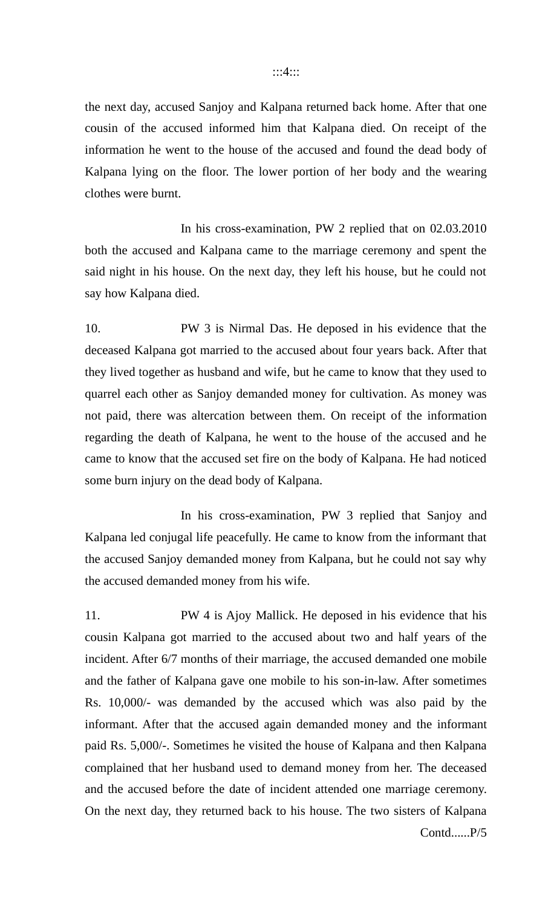the next day, accused Sanjoy and Kalpana returned back home. After that one cousin of the accused informed him that Kalpana died. On receipt of the information he went to the house of the accused and found the dead body of Kalpana lying on the floor. The lower portion of her body and the wearing clothes were burnt.

In his cross-examination, PW 2 replied that on 02.03.2010 both the accused and Kalpana came to the marriage ceremony and spent the said night in his house. On the next day, they left his house, but he could not say how Kalpana died.

10. PW 3 is Nirmal Das. He deposed in his evidence that the deceased Kalpana got married to the accused about four years back. After that they lived together as husband and wife, but he came to know that they used to quarrel each other as Sanjoy demanded money for cultivation. As money was not paid, there was altercation between them. On receipt of the information regarding the death of Kalpana, he went to the house of the accused and he came to know that the accused set fire on the body of Kalpana. He had noticed some burn injury on the dead body of Kalpana.

In his cross-examination, PW 3 replied that Sanjoy and Kalpana led conjugal life peacefully. He came to know from the informant that the accused Sanjoy demanded money from Kalpana, but he could not say why the accused demanded money from his wife.

11. PW 4 is Ajoy Mallick. He deposed in his evidence that his cousin Kalpana got married to the accused about two and half years of the incident. After 6/7 months of their marriage, the accused demanded one mobile and the father of Kalpana gave one mobile to his son-in-law. After sometimes Rs. 10,000/- was demanded by the accused which was also paid by the informant. After that the accused again demanded money and the informant paid Rs. 5,000/-. Sometimes he visited the house of Kalpana and then Kalpana complained that her husband used to demand money from her. The deceased and the accused before the date of incident attended one marriage ceremony. On the next day, they returned back to his house. The two sisters of Kalpana

Contd......P/5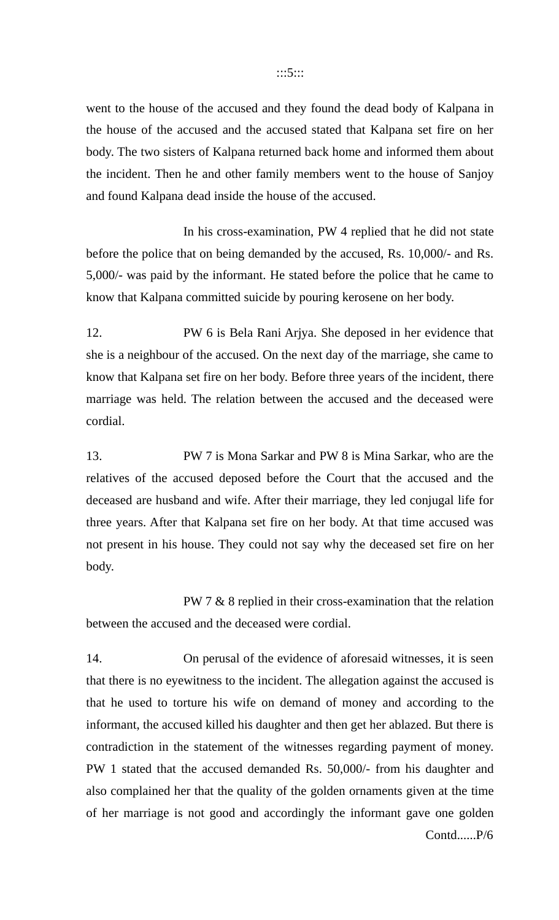went to the house of the accused and they found the dead body of Kalpana in the house of the accused and the accused stated that Kalpana set fire on her body. The two sisters of Kalpana returned back home and informed them about the incident. Then he and other family members went to the house of Sanjoy and found Kalpana dead inside the house of the accused.

In his cross-examination, PW 4 replied that he did not state before the police that on being demanded by the accused, Rs. 10,000/- and Rs. 5,000/- was paid by the informant. He stated before the police that he came to know that Kalpana committed suicide by pouring kerosene on her body.

12. PW 6 is Bela Rani Arjya. She deposed in her evidence that she is a neighbour of the accused. On the next day of the marriage, she came to know that Kalpana set fire on her body. Before three years of the incident, there marriage was held. The relation between the accused and the deceased were cordial.

13. PW 7 is Mona Sarkar and PW 8 is Mina Sarkar, who are the relatives of the accused deposed before the Court that the accused and the deceased are husband and wife. After their marriage, they led conjugal life for three years. After that Kalpana set fire on her body. At that time accused was not present in his house. They could not say why the deceased set fire on her body.

PW 7 & 8 replied in their cross-examination that the relation between the accused and the deceased were cordial.

14. On perusal of the evidence of aforesaid witnesses, it is seen that there is no eyewitness to the incident. The allegation against the accused is that he used to torture his wife on demand of money and according to the informant, the accused killed his daughter and then get her ablazed. But there is contradiction in the statement of the witnesses regarding payment of money. PW 1 stated that the accused demanded Rs. 50,000/- from his daughter and also complained her that the quality of the golden ornaments given at the time of her marriage is not good and accordingly the informant gave one golden

Contd......P/6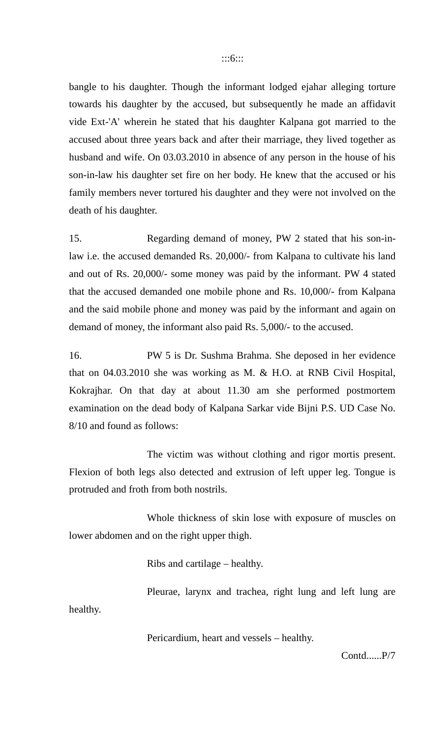bangle to his daughter. Though the informant lodged ejahar alleging torture towards his daughter by the accused, but subsequently he made an affidavit vide Ext-'A' wherein he stated that his daughter Kalpana got married to the accused about three years back and after their marriage, they lived together as husband and wife. On 03.03.2010 in absence of any person in the house of his son-in-law his daughter set fire on her body. He knew that the accused or his family members never tortured his daughter and they were not involved on the death of his daughter.

15. Regarding demand of money, PW 2 stated that his son-in-law i.e. the accused demanded Rs. 20,000/- from Kalpana to cultivate his land and out of Rs. 20,000/- some money was paid by the informant. PW 4 stated that the accused demanded one mobile phone and Rs. 10,000/- from Kalpana and the said mobile phone and money was paid by the informant and again on demand of money, the informant also paid Rs. 5,000/- to the accused.

16. PW 5 is Dr. Sushma Brahma. She deposed in her evidence that on 04.03.2010 she was working as M. & H.O. at RNB Civil Hospital, Kokrajhar. On that day at about 11.30 am she performed postmortem examination on the dead body of Kalpana Sarkar vide Bijni P.S. UD Case No. 8/10 and found as follows:

The victim was without clothing and rigor mortis present. Flexion of both legs also detected and extrusion of left upper leg. Tongue is protruded and froth from both nostrils.

Whole thickness of skin lose with exposure of muscles on lower abdomen and on the right upper thigh.

Ribs and cartilage – healthy.

Pleurae, larynx and trachea, right lung and left lung are healthy.

Pericardium, heart and vessels – healthy.

Contd......P/7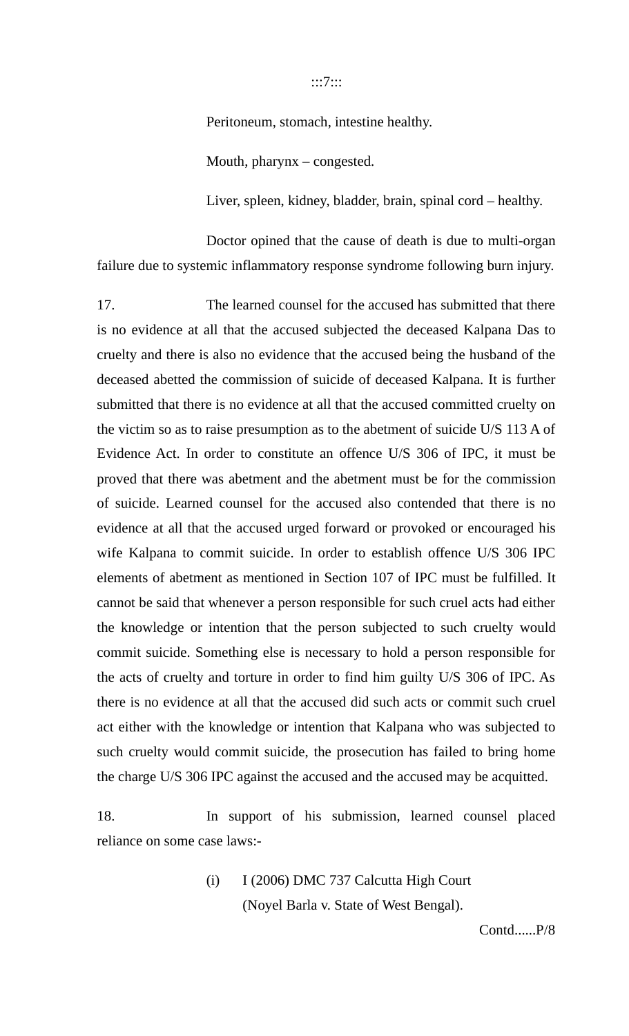Peritoneum, stomach, intestine healthy.

Mouth, pharynx – congested.

Liver, spleen, kidney, bladder, brain, spinal cord – healthy.

Doctor opined that the cause of death is due to multi-organ failure due to systemic inflammatory response syndrome following burn injury.

17. The learned counsel for the accused has submitted that there is no evidence at all that the accused subjected the deceased Kalpana Das to cruelty and there is also no evidence that the accused being the husband of the deceased abetted the commission of suicide of deceased Kalpana. It is further submitted that there is no evidence at all that the accused committed cruelty on the victim so as to raise presumption as to the abetment of suicide U/S 113 A of Evidence Act. In order to constitute an offence U/S 306 of IPC, it must be proved that there was abetment and the abetment must be for the commission of suicide. Learned counsel for the accused also contended that there is no evidence at all that the accused urged forward or provoked or encouraged his wife Kalpana to commit suicide. In order to establish offence U/S 306 IPC elements of abetment as mentioned in Section 107 of IPC must be fulfilled. It cannot be said that whenever a person responsible for such cruel acts had either the knowledge or intention that the person subjected to such cruelty would commit suicide. Something else is necessary to hold a person responsible for the acts of cruelty and torture in order to find him guilty U/S 306 of IPC. As there is no evidence at all that the accused did such acts or commit such cruel act either with the knowledge or intention that Kalpana who was subjected to such cruelty would commit suicide, the prosecution has failed to bring home the charge U/S 306 IPC against the accused and the accused may be acquitted.

18. In support of his submission, learned counsel placed reliance on some case laws:-

(i) I (2006) DMC 737 Calcutta High Court (Noyel Barla v. State of West Bengal).

Contd......P/8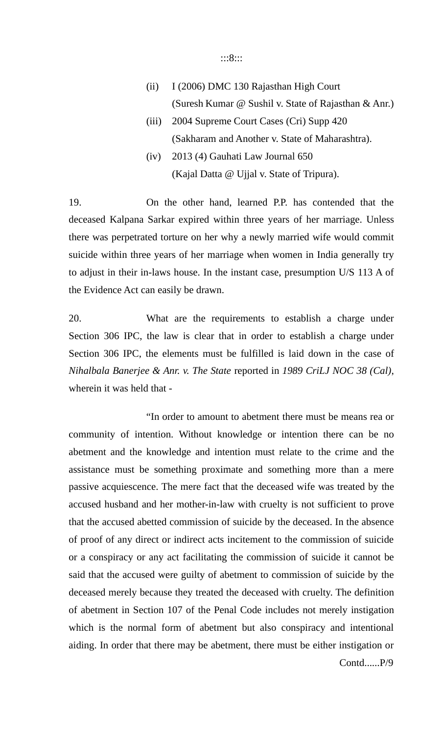(ii) I (2006) DMC 130 Rajasthan High Court
(Suresh Kumar @ Sushil v. State of Rajasthan & Anr.)

(iii) 2004 Supreme Court Cases (Cri) Supp 420
(Sakharam and Another v. State of Maharashtra).

(iv) 2013 (4) Gauhati Law Journal 650
(Kajal Datta @ Ujjal v. State of Tripura).

19. On the other hand, learned P.P. has contended that the deceased Kalpana Sarkar expired within three years of her marriage. Unless there was perpetrated torture on her why a newly married wife would commit suicide within three years of her marriage when women in India generally try to adjust in their in-laws house. In the instant case, presumption U/S 113 A of the Evidence Act can easily be drawn.

20. What are the requirements to establish a charge under Section 306 IPC, the law is clear that in order to establish a charge under Section 306 IPC, the elements must be fulfilled is laid down in the case of *Nihalbala Banerjee & Anr. v. The State* reported in *1989 CriLJ NOC 38 (Cal)*, wherein it was held that -

"In order to amount to abetment there must be means rea or community of intention. Without knowledge or intention there can be no abetment and the knowledge and intention must relate to the crime and the assistance must be something proximate and something more than a mere passive acquiescence. The mere fact that the deceased wife was treated by the accused husband and her mother-in-law with cruelty is not sufficient to prove that the accused abetted commission of suicide by the deceased. In the absence of proof of any direct or indirect acts incitement to the commission of suicide or a conspiracy or any act facilitating the commission of suicide it cannot be said that the accused were guilty of abetment to commission of suicide by the deceased merely because they treated the deceased with cruelty. The definition of abetment in Section 107 of the Penal Code includes not merely instigation which is the normal form of abetment but also conspiracy and intentional aiding. In order that there may be abetment, there must be either instigation or

Contd......P/9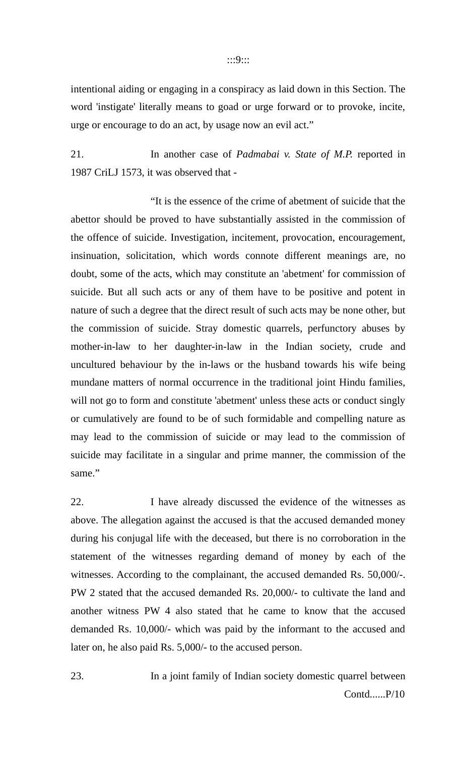intentional aiding or engaging in a conspiracy as laid down in this Section. The word 'instigate' literally means to goad or urge forward or to provoke, incite, urge or encourage to do an act, by usage now an evil act."

21. In another case of *Padmabai v. State of M.P.* reported in 1987 CriLJ 1573, it was observed that -

"It is the essence of the crime of abetment of suicide that the abettor should be proved to have substantially assisted in the commission of the offence of suicide. Investigation, incitement, provocation, encouragement, insinuation, solicitation, which words connote different meanings are, no doubt, some of the acts, which may constitute an 'abetment' for commission of suicide. But all such acts or any of them have to be positive and potent in nature of such a degree that the direct result of such acts may be none other, but the commission of suicide. Stray domestic quarrels, perfunctory abuses by mother-in-law to her daughter-in-law in the Indian society, crude and uncultured behaviour by the in-laws or the husband towards his wife being mundane matters of normal occurrence in the traditional joint Hindu families, will not go to form and constitute 'abetment' unless these acts or conduct singly or cumulatively are found to be of such formidable and compelling nature as may lead to the commission of suicide or may lead to the commission of suicide may facilitate in a singular and prime manner, the commission of the same."

22. I have already discussed the evidence of the witnesses as above. The allegation against the accused is that the accused demanded money during his conjugal life with the deceased, but there is no corroboration in the statement of the witnesses regarding demand of money by each of the witnesses. According to the complainant, the accused demanded Rs. 50,000/-. PW 2 stated that the accused demanded Rs. 20,000/- to cultivate the land and another witness PW 4 also stated that he came to know that the accused demanded Rs. 10,000/- which was paid by the informant to the accused and later on, he also paid Rs. 5,000/- to the accused person.

23. In a joint family of Indian society domestic quarrel between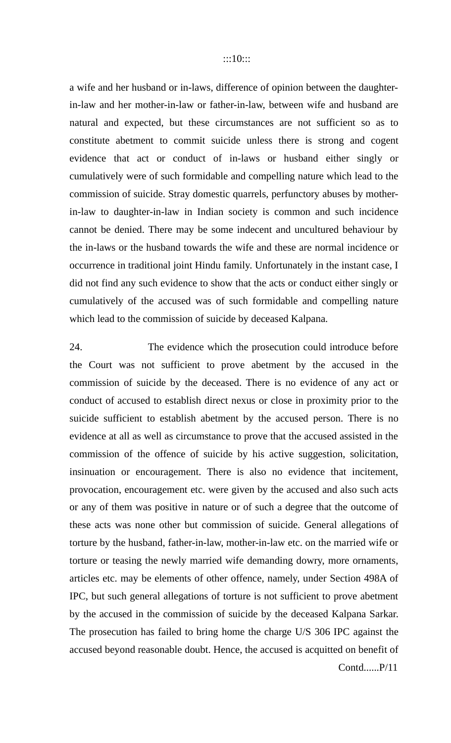a wife and her husband or in-laws, difference of opinion between the daughter-in-law and her mother-in-law or father-in-law, between wife and husband are natural and expected, but these circumstances are not sufficient so as to constitute abetment to commit suicide unless there is strong and cogent evidence that act or conduct of in-laws or husband either singly or cumulatively were of such formidable and compelling nature which lead to the commission of suicide. Stray domestic quarrels, perfunctory abuses by mother-in-law to daughter-in-law in Indian society is common and such incidence cannot be denied. There may be some indecent and uncultured behaviour by the in-laws or the husband towards the wife and these are normal incidence or occurrence in traditional joint Hindu family. Unfortunately in the instant case, I did not find any such evidence to show that the acts or conduct either singly or cumulatively of the accused was of such formidable and compelling nature which lead to the commission of suicide by deceased Kalpana.

24. The evidence which the prosecution could introduce before the Court was not sufficient to prove abetment by the accused in the commission of suicide by the deceased. There is no evidence of any act or conduct of accused to establish direct nexus or close in proximity prior to the suicide sufficient to establish abetment by the accused person. There is no evidence at all as well as circumstance to prove that the accused assisted in the commission of the offence of suicide by his active suggestion, solicitation, insinuation or encouragement. There is also no evidence that incitement, provocation, encouragement etc. were given by the accused and also such acts or any of them was positive in nature or of such a degree that the outcome of these acts was none other but commission of suicide. General allegations of torture by the husband, father-in-law, mother-in-law etc. on the married wife or torture or teasing the newly married wife demanding dowry, more ornaments, articles etc. may be elements of other offence, namely, under Section 498A of IPC, but such general allegations of torture is not sufficient to prove abetment by the accused in the commission of suicide by the deceased Kalpana Sarkar. The prosecution has failed to bring home the charge U/S 306 IPC against the accused beyond reasonable doubt. Hence, the accused is acquitted on benefit of

Contd......P/11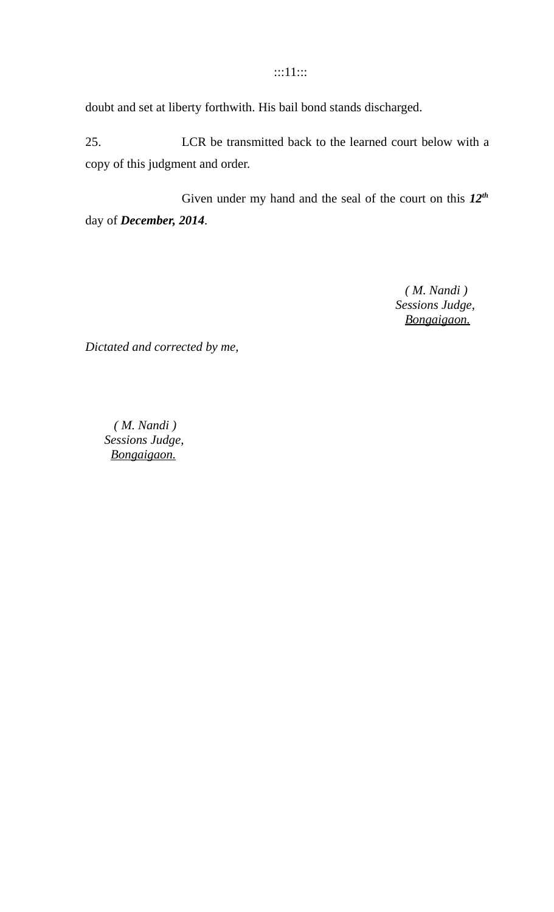doubt and set at liberty forthwith. His bail bond stands discharged.

25. LCR be transmitted back to the learned court below with a copy of this judgment and order.

Given under my hand and the seal of the court on this ***12th*** day of ***December, 2014***.

*( M. Nandi )*
*Sessions Judge,*
*Bongaigaon.*

*Dictated and corrected by me,*

*( M. Nandi )*
*Sessions Judge,*
*Bongaigaon.*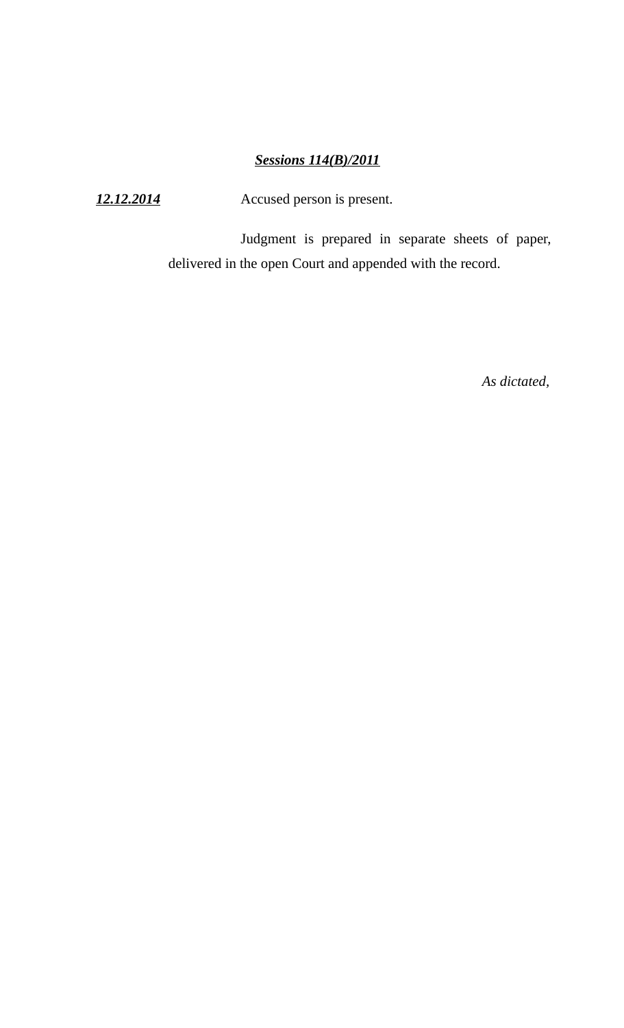***Sessions 114(B)/2011***

***12.12.2014*** Accused person is present.

Judgment is prepared in separate sheets of paper, delivered in the open Court and appended with the record.

*As dictated,*